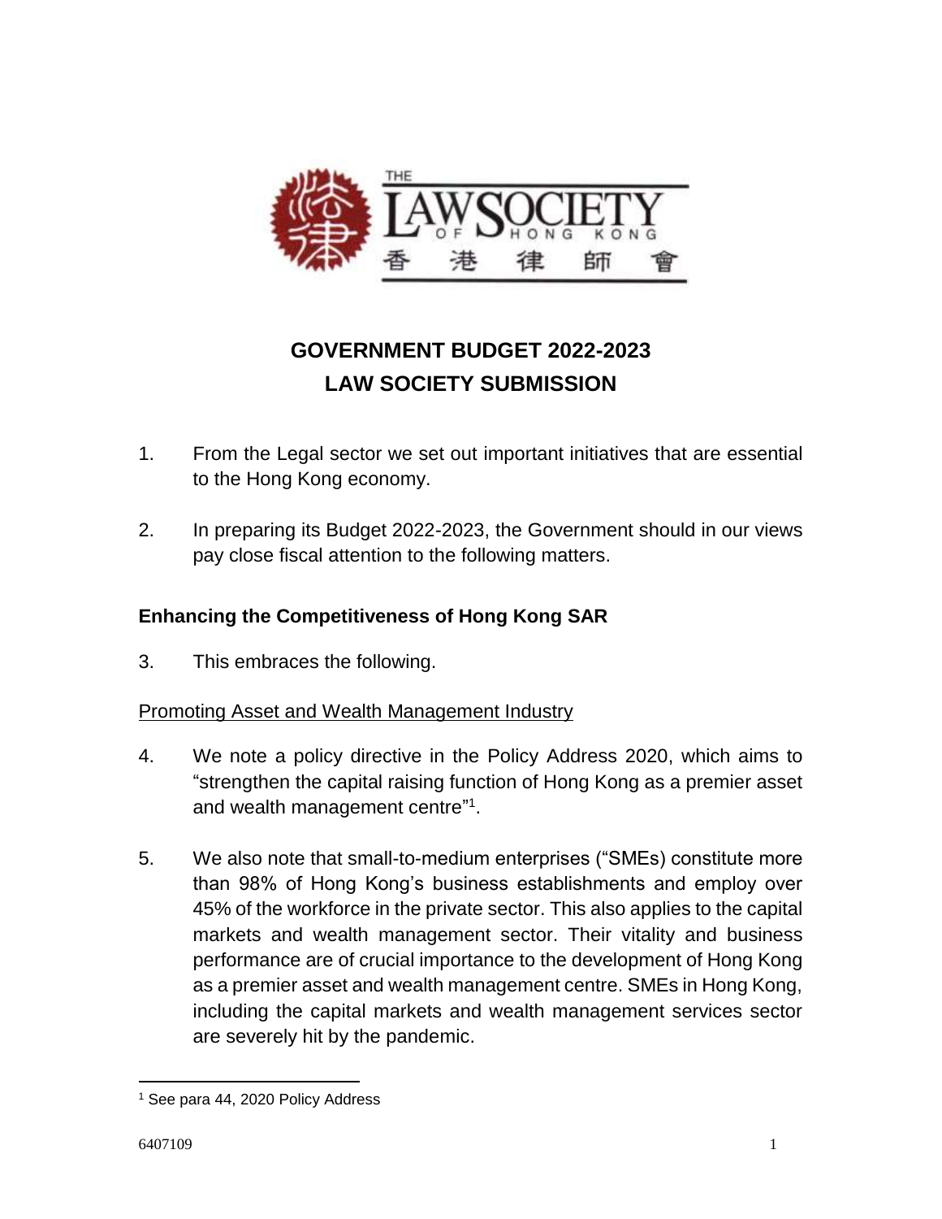# GOVERNMENT BUDGET 2022-2023
# LAW SOCIETY SUBMISSION

1. From the Legal sector we set out important initiatives that are essential to the Hong Kong economy.

2. In preparing its Budget 2022-2023, the Government should in our views pay close fiscal attention to the following matters.

## Enhancing the Competitiveness of Hong Kong SAR

3. This embraces the following.

### Promoting Asset and Wealth Management Industry

4. We note a policy directive in the Policy Address 2020, which aims to "strengthen the capital raising function of Hong Kong as a premier asset and wealth management centre"[1].

5. We also note that small-to-medium enterprises ("SMEs) constitute more than 98% of Hong Kong's business establishments and employ over 45% of the workforce in the private sector. This also applies to the capital markets and wealth management sector. Their vitality and business performance are of crucial importance to the development of Hong Kong as a premier asset and wealth management centre. SMEs in Hong Kong, including the capital markets and wealth management services sector are severely hit by the pandemic.

---

[1] See para 44, 2020 Policy Address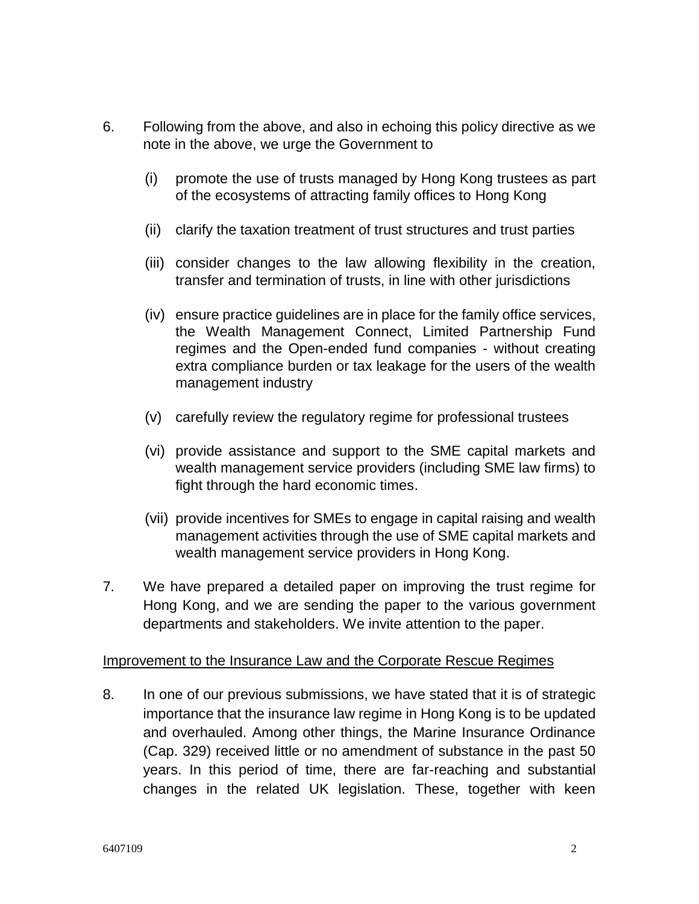6. Following from the above, and also in echoing this policy directive as we note in the above, we urge the Government to

   (i) promote the use of trusts managed by Hong Kong trustees as part of the ecosystems of attracting family offices to Hong Kong

   (ii) clarify the taxation treatment of trust structures and trust parties

   (iii) consider changes to the law allowing flexibility in the creation, transfer and termination of trusts, in line with other jurisdictions

   (iv) ensure practice guidelines are in place for the family office services, the Wealth Management Connect, Limited Partnership Fund regimes and the Open-ended fund companies - without creating extra compliance burden or tax leakage for the users of the wealth management industry

   (v) carefully review the regulatory regime for professional trustees

   (vi) provide assistance and support to the SME capital markets and wealth management service providers (including SME law firms) to fight through the hard economic times.

   (vii) provide incentives for SMEs to engage in capital raising and wealth management activities through the use of SME capital markets and wealth management service providers in Hong Kong.

7. We have prepared a detailed paper on improving the trust regime for Hong Kong, and we are sending the paper to the various government departments and stakeholders. We invite attention to the paper.

<u>Improvement to the Insurance Law and the Corporate Rescue Regimes</u>

8. In one of our previous submissions, we have stated that it is of strategic importance that the insurance law regime in Hong Kong is to be updated and overhauled. Among other things, the Marine Insurance Ordinance (Cap. 329) received little or no amendment of substance in the past 50 years. In this period of time, there are far-reaching and substantial changes in the related UK legislation. These, together with keen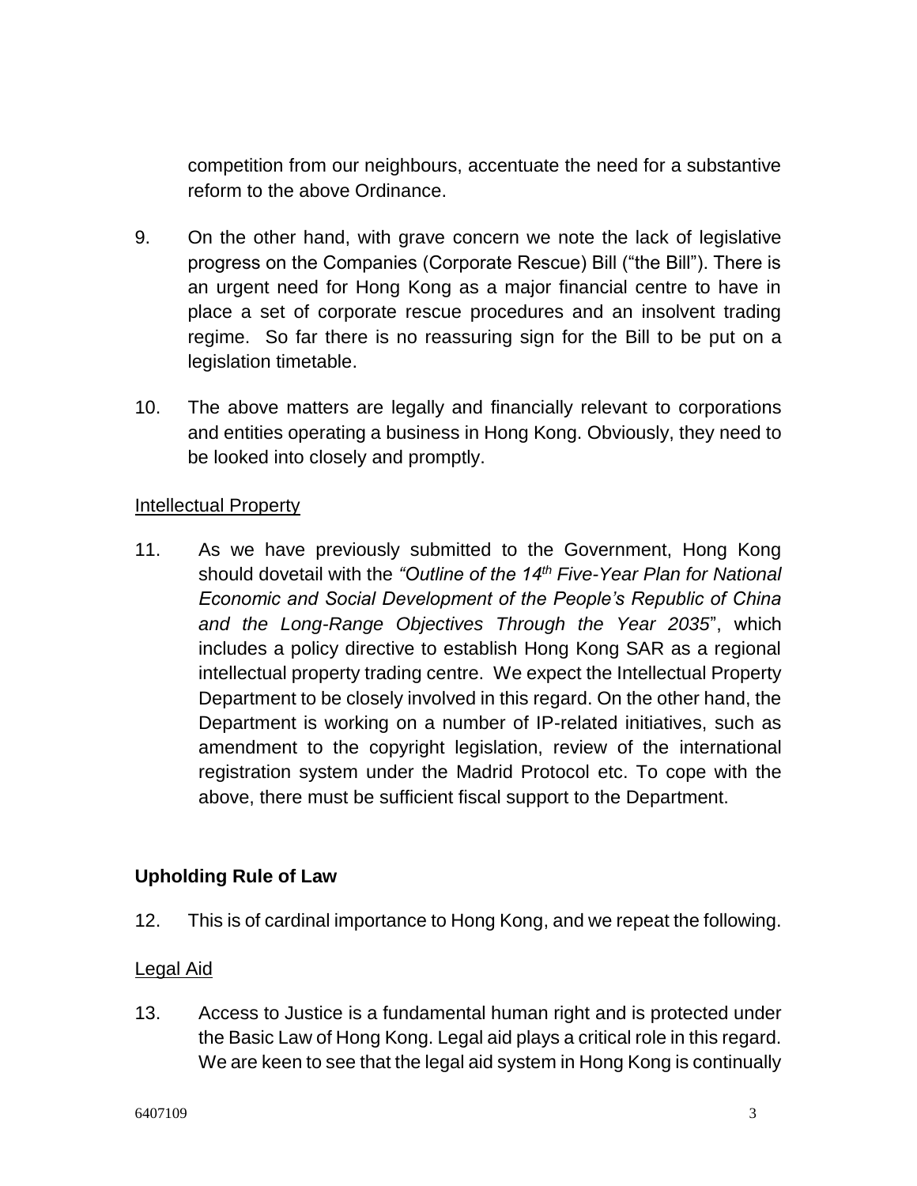competition from our neighbours, accentuate the need for a substantive reform to the above Ordinance.

9. On the other hand, with grave concern we note the lack of legislative progress on the Companies (Corporate Rescue) Bill ("the Bill"). There is an urgent need for Hong Kong as a major financial centre to have in place a set of corporate rescue procedures and an insolvent trading regime. So far there is no reassuring sign for the Bill to be put on a legislation timetable.

10. The above matters are legally and financially relevant to corporations and entities operating a business in Hong Kong. Obviously, they need to be looked into closely and promptly.

Intellectual Property

11. As we have previously submitted to the Government, Hong Kong should dovetail with the *"Outline of the 14th Five-Year Plan for National Economic and Social Development of the People's Republic of China and the Long-Range Objectives Through the Year 2035*", which includes a policy directive to establish Hong Kong SAR as a regional intellectual property trading centre. We expect the Intellectual Property Department to be closely involved in this regard. On the other hand, the Department is working on a number of IP-related initiatives, such as amendment to the copyright legislation, review of the international registration system under the Madrid Protocol etc. To cope with the above, there must be sufficient fiscal support to the Department.

**Upholding Rule of Law**

12. This is of cardinal importance to Hong Kong, and we repeat the following.

Legal Aid

13. Access to Justice is a fundamental human right and is protected under the Basic Law of Hong Kong. Legal aid plays a critical role in this regard. We are keen to see that the legal aid system in Hong Kong is continually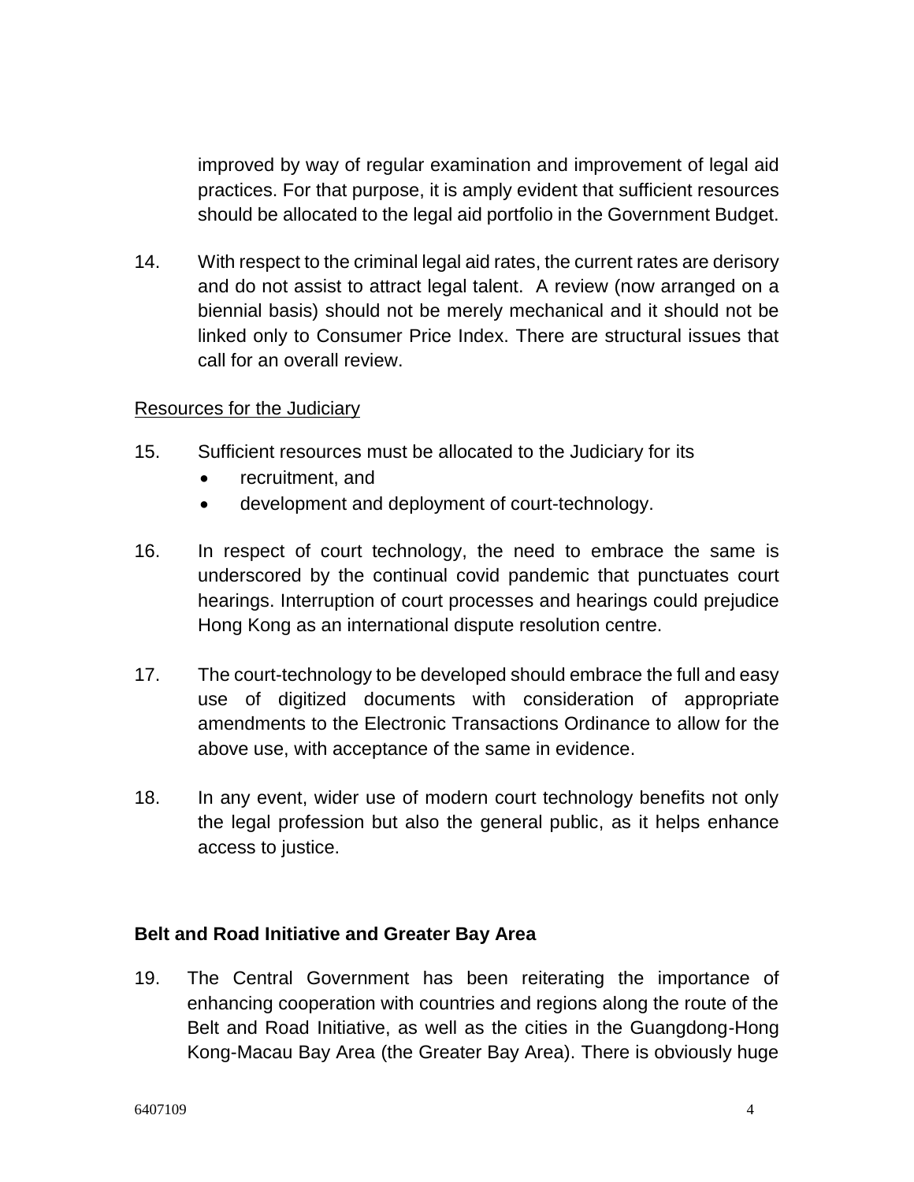improved by way of regular examination and improvement of legal aid practices. For that purpose, it is amply evident that sufficient resources should be allocated to the legal aid portfolio in the Government Budget.

14. With respect to the criminal legal aid rates, the current rates are derisory and do not assist to attract legal talent. A review (now arranged on a biennial basis) should not be merely mechanical and it should not be linked only to Consumer Price Index. There are structural issues that call for an overall review.

<u>Resources for the Judiciary</u>

15. Sufficient resources must be allocated to the Judiciary for its
    - recruitment, and
    - development and deployment of court-technology.

16. In respect of court technology, the need to embrace the same is underscored by the continual covid pandemic that punctuates court hearings. Interruption of court processes and hearings could prejudice Hong Kong as an international dispute resolution centre.

17. The court-technology to be developed should embrace the full and easy use of digitized documents with consideration of appropriate amendments to the Electronic Transactions Ordinance to allow for the above use, with acceptance of the same in evidence.

18. In any event, wider use of modern court technology benefits not only the legal profession but also the general public, as it helps enhance access to justice.

**Belt and Road Initiative and Greater Bay Area**

19. The Central Government has been reiterating the importance of enhancing cooperation with countries and regions along the route of the Belt and Road Initiative, as well as the cities in the Guangdong-Hong Kong-Macau Bay Area (the Greater Bay Area). There is obviously huge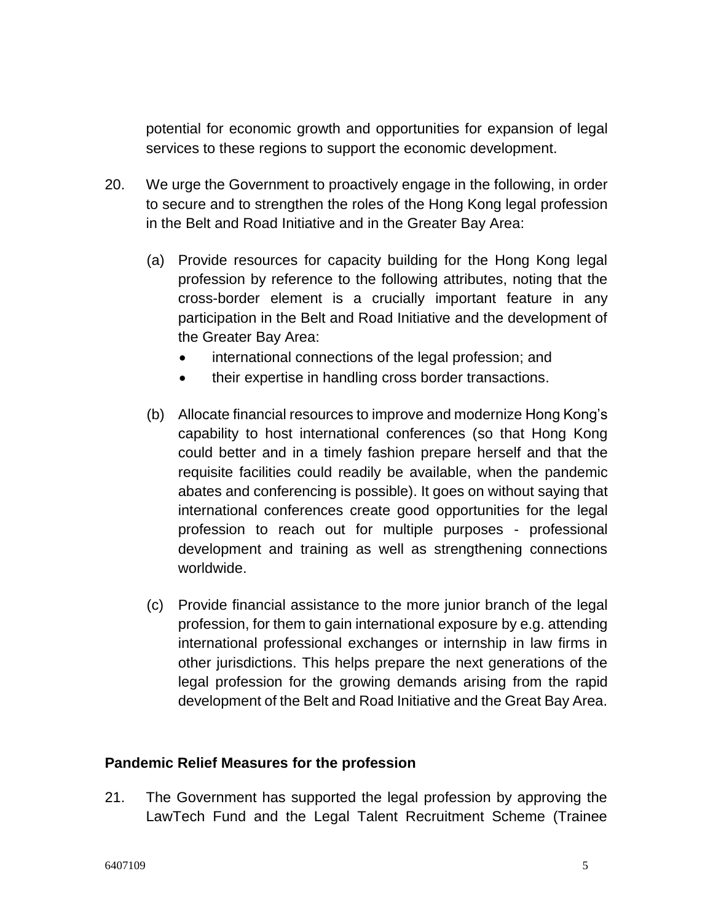potential for economic growth and opportunities for expansion of legal services to these regions to support the economic development.

20. We urge the Government to proactively engage in the following, in order to secure and to strengthen the roles of the Hong Kong legal profession in the Belt and Road Initiative and in the Greater Bay Area:

    (a) Provide resources for capacity building for the Hong Kong legal profession by reference to the following attributes, noting that the cross-border element is a crucially important feature in any participation in the Belt and Road Initiative and the development of the Greater Bay Area:
    - international connections of the legal profession; and
    - their expertise in handling cross border transactions.

    (b) Allocate financial resources to improve and modernize Hong Kong's capability to host international conferences (so that Hong Kong could better and in a timely fashion prepare herself and that the requisite facilities could readily be available, when the pandemic abates and conferencing is possible). It goes on without saying that international conferences create good opportunities for the legal profession to reach out for multiple purposes - professional development and training as well as strengthening connections worldwide.

    (c) Provide financial assistance to the more junior branch of the legal profession, for them to gain international exposure by e.g. attending international professional exchanges or internship in law firms in other jurisdictions. This helps prepare the next generations of the legal profession for the growing demands arising from the rapid development of the Belt and Road Initiative and the Great Bay Area.

**Pandemic Relief Measures for the profession**

21. The Government has supported the legal profession by approving the LawTech Fund and the Legal Talent Recruitment Scheme (Trainee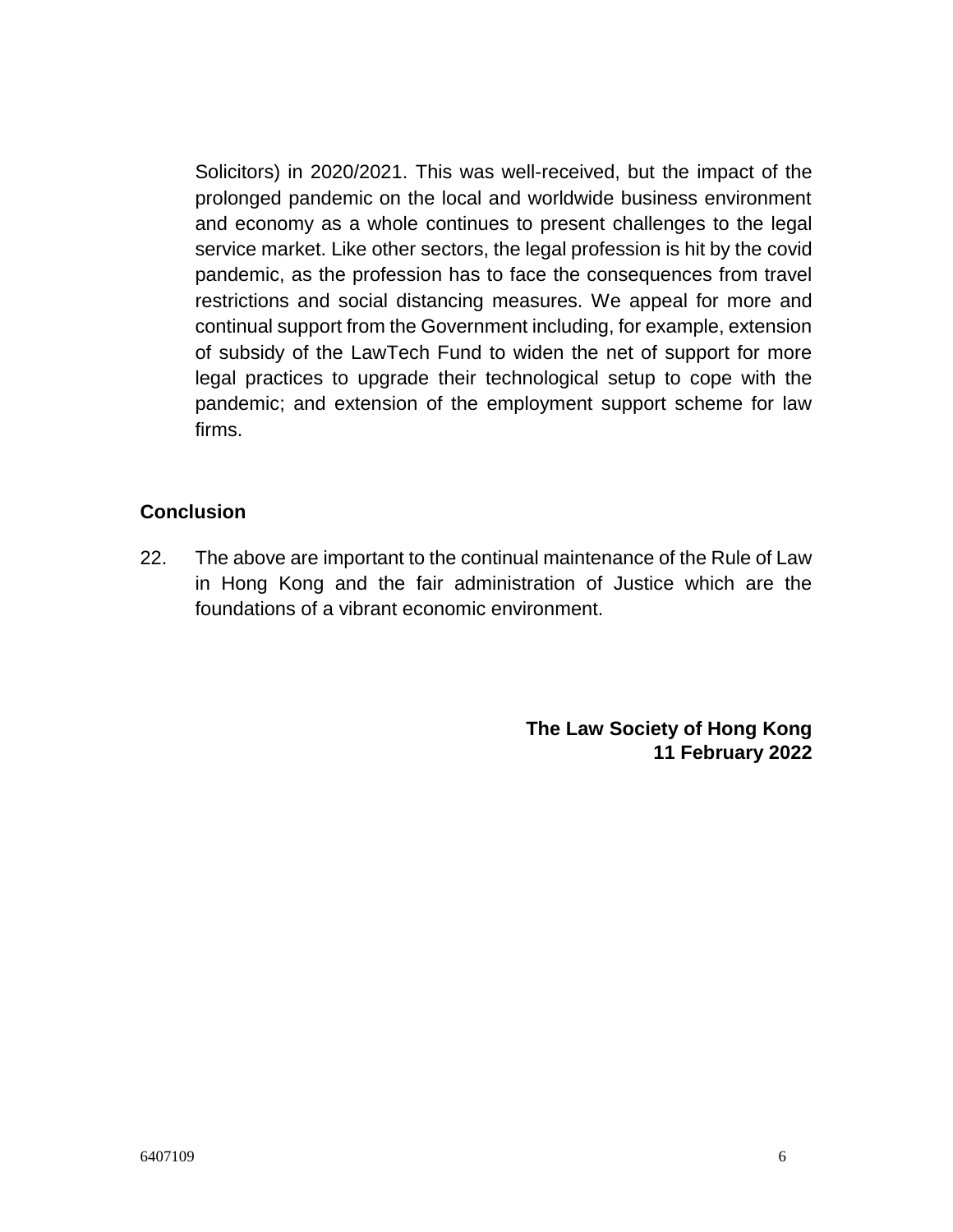Solicitors) in 2020/2021. This was well-received, but the impact of the prolonged pandemic on the local and worldwide business environment and economy as a whole continues to present challenges to the legal service market. Like other sectors, the legal profession is hit by the covid pandemic, as the profession has to face the consequences from travel restrictions and social distancing measures. We appeal for more and continual support from the Government including, for example, extension of subsidy of the LawTech Fund to widen the net of support for more legal practices to upgrade their technological setup to cope with the pandemic; and extension of the employment support scheme for law firms.

## Conclusion

22. The above are important to the continual maintenance of the Rule of Law in Hong Kong and the fair administration of Justice which are the foundations of a vibrant economic environment.

**The Law Society of Hong Kong**
**11 February 2022**

6407109